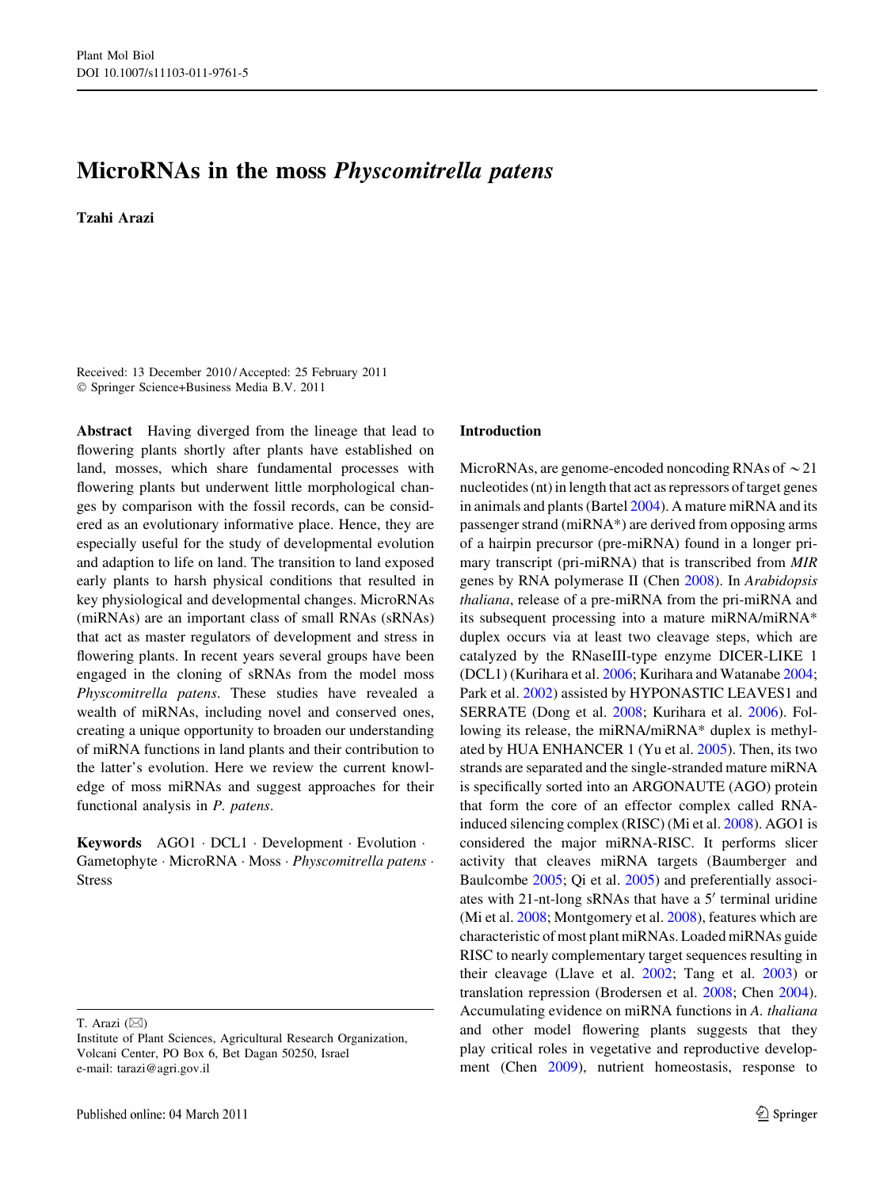# MicroRNAs in the moss *Physcomitrella patens*

**Tzahi Arazi**

Received: 13 December 2010 / Accepted: 25 February 2011
© Springer Science+Business Media B.V. 2011

**Abstract** Having diverged from the lineage that lead to flowering plants shortly after plants have established on land, mosses, which share fundamental processes with flowering plants but underwent little morphological changes by comparison with the fossil records, can be considered as an evolutionary informative place. Hence, they are especially useful for the study of developmental evolution and adaption to life on land. The transition to land exposed early plants to harsh physical conditions that resulted in key physiological and developmental changes. MicroRNAs (miRNAs) are an important class of small RNAs (sRNAs) that act as master regulators of development and stress in flowering plants. In recent years several groups have been engaged in the cloning of sRNAs from the model moss *Physcomitrella patens*. These studies have revealed a wealth of miRNAs, including novel and conserved ones, creating a unique opportunity to broaden our understanding of miRNA functions in land plants and their contribution to the latter's evolution. Here we review the current knowledge of moss miRNAs and suggest approaches for their functional analysis in *P. patens*.

**Keywords** AGO1 · DCL1 · Development · Evolution · Gametophyte · MicroRNA · Moss · *Physcomitrella patens* · Stress

T. Arazi (✉)
Institute of Plant Sciences, Agricultural Research Organization, Volcani Center, PO Box 6, Bet Dagan 50250, Israel
e-mail: tarazi@agri.gov.il

## Introduction

MicroRNAs, are genome-encoded noncoding RNAs of ~21 nucleotides (nt) in length that act as repressors of target genes in animals and plants (Bartel 2004). A mature miRNA and its passenger strand (miRNA*) are derived from opposing arms of a hairpin precursor (pre-miRNA) found in a longer primary transcript (pri-miRNA) that is transcribed from *MIR* genes by RNA polymerase II (Chen 2008). In *Arabidopsis thaliana*, release of a pre-miRNA from the pri-miRNA and its subsequent processing into a mature miRNA/miRNA* duplex occurs via at least two cleavage steps, which are catalyzed by the RNaseIII-type enzyme DICER-LIKE 1 (DCL1) (Kurihara et al. 2006; Kurihara and Watanabe 2004; Park et al. 2002) assisted by HYPONASTIC LEAVES1 and SERRATE (Dong et al. 2008; Kurihara et al. 2006). Following its release, the miRNA/miRNA* duplex is methylated by HUA ENHANCER 1 (Yu et al. 2005). Then, its two strands are separated and the single-stranded mature miRNA is specifically sorted into an ARGONAUTE (AGO) protein that form the core of an effector complex called RNA-induced silencing complex (RISC) (Mi et al. 2008). AGO1 is considered the major miRNA-RISC. It performs slicer activity that cleaves miRNA targets (Baumberger and Baulcombe 2005; Qi et al. 2005) and preferentially associates with 21-nt-long sRNAs that have a 5′ terminal uridine (Mi et al. 2008; Montgomery et al. 2008), features which are characteristic of most plant miRNAs. Loaded miRNAs guide RISC to nearly complementary target sequences resulting in their cleavage (Llave et al. 2002; Tang et al. 2003) or translation repression (Brodersen et al. 2008; Chen 2004). Accumulating evidence on miRNA functions in *A. thaliana* and other model flowering plants suggests that they play critical roles in vegetative and reproductive development (Chen 2009), nutrient homeostasis, response to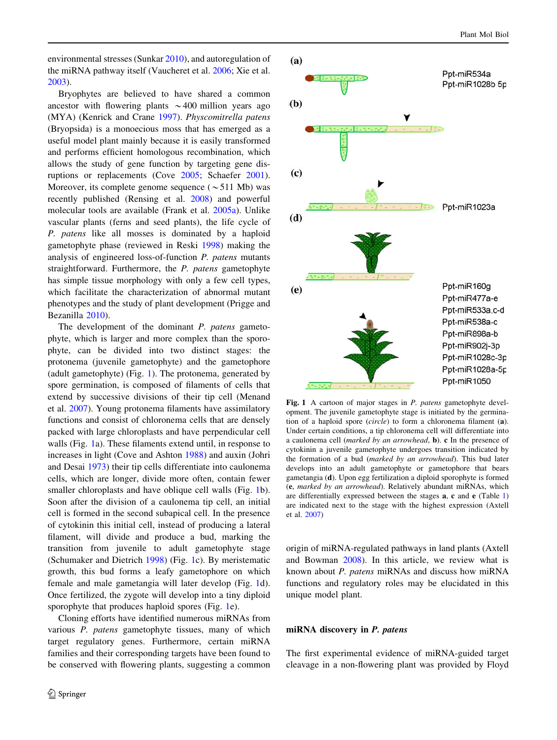environmental stresses (Sunkar 2010), and autoregulation of the miRNA pathway itself (Vaucheret et al. 2006; Xie et al. 2003).

Bryophytes are believed to have shared a common ancestor with flowering plants ~400 million years ago (MYA) (Kenrick and Crane 1997). *Physcomitrella patens* (Bryopsida) is a monoecious moss that has emerged as a useful model plant mainly because it is easily transformed and performs efficient homologous recombination, which allows the study of gene function by targeting gene disruptions or replacements (Cove 2005; Schaefer 2001). Moreover, its complete genome sequence (~511 Mb) was recently published (Rensing et al. 2008) and powerful molecular tools are available (Frank et al. 2005a). Unlike vascular plants (ferns and seed plants), the life cycle of *P. patens* like all mosses is dominated by a haploid gametophyte phase (reviewed in Reski 1998) making the analysis of engineered loss-of-function *P. patens* mutants straightforward. Furthermore, the *P. patens* gametophyte has simple tissue morphology with only a few cell types, which facilitate the characterization of abnormal mutant phenotypes and the study of plant development (Prigge and Bezanilla 2010).

The development of the dominant *P. patens* gametophyte, which is larger and more complex than the sporophyte, can be divided into two distinct stages: the protonema (juvenile gametophyte) and the gametophore (adult gametophyte) (Fig. 1). The protonema, generated by spore germination, is composed of filaments of cells that extend by successive divisions of their tip cell (Menand et al. 2007). Young protonema filaments have assimilatory functions and consist of chloronema cells that are densely packed with large chloroplasts and have perpendicular cell walls (Fig. 1a). These filaments extend until, in response to increases in light (Cove and Ashton 1988) and auxin (Johri and Desai 1973) their tip cells differentiate into caulonema cells, which are longer, divide more often, contain fewer smaller chloroplasts and have oblique cell walls (Fig. 1b). Soon after the division of a caulonema tip cell, an initial cell is formed in the second subapical cell. In the presence of cytokinin this initial cell, instead of producing a lateral filament, will divide and produce a bud, marking the transition from juvenile to adult gametophyte stage (Schumaker and Dietrich 1998) (Fig. 1c). By meristematic growth, this bud forms a leafy gametophore on which female and male gametangia will later develop (Fig. 1d). Once fertilized, the zygote will develop into a tiny diploid sporophyte that produces haploid spores (Fig. 1e).

Cloning efforts have identified numerous miRNAs from various *P. patens* gametophyte tissues, many of which target regulatory genes. Furthermore, certain miRNA families and their corresponding targets have been found to be conserved with flowering plants, suggesting a common origin of miRNA-regulated pathways in land plants (Axtell and Bowman 2008). In this article, we review what is known about *P. patens* miRNAs and discuss how miRNA functions and regulatory roles may be elucidated in this unique model plant.

(a) Ppt-miR534a, Ppt-miR1028b 5p

(b)

(c) Ppt-miR1023a

(d)

(e) Ppt-miR160g, Ppt-miR477a-e, Ppt-miR533a,c-d, Ppt-miR538a-c, Ppt-miR898a-b, Ppt-miR902j-3p, Ppt-miR1028c-3p, Ppt-miR1028a-5p, Ppt-miR1050

**Fig. 1** A cartoon of major stages in *P. patens* gametophyte development. The juvenile gametophyte stage is initiated by the germination of a haploid spore (*circle*) to form a chloronema filament (**a**). Under certain conditions, a tip chloronema cell will differentiate into a caulonema cell (*marked by an arrowhead*, **b**). **c** In the presence of cytokinin a juvenile gametophyte undergoes transition indicated by the formation of a bud (*marked by an arrowhead*). This bud later develops into an adult gametophyte or gametophore that bears gametangia (**d**). Upon egg fertilization a diploid sporophyte is formed (**e**, *marked by an arrowhead*). Relatively abundant miRNAs, which are differentially expressed between the stages **a**, **c** and **e** (Table 1) are indicated next to the stage with the highest expression (Axtell et al. 2007)

## miRNA discovery in *P. patens*

The first experimental evidence of miRNA-guided target cleavage in a non-flowering plant was provided by Floyd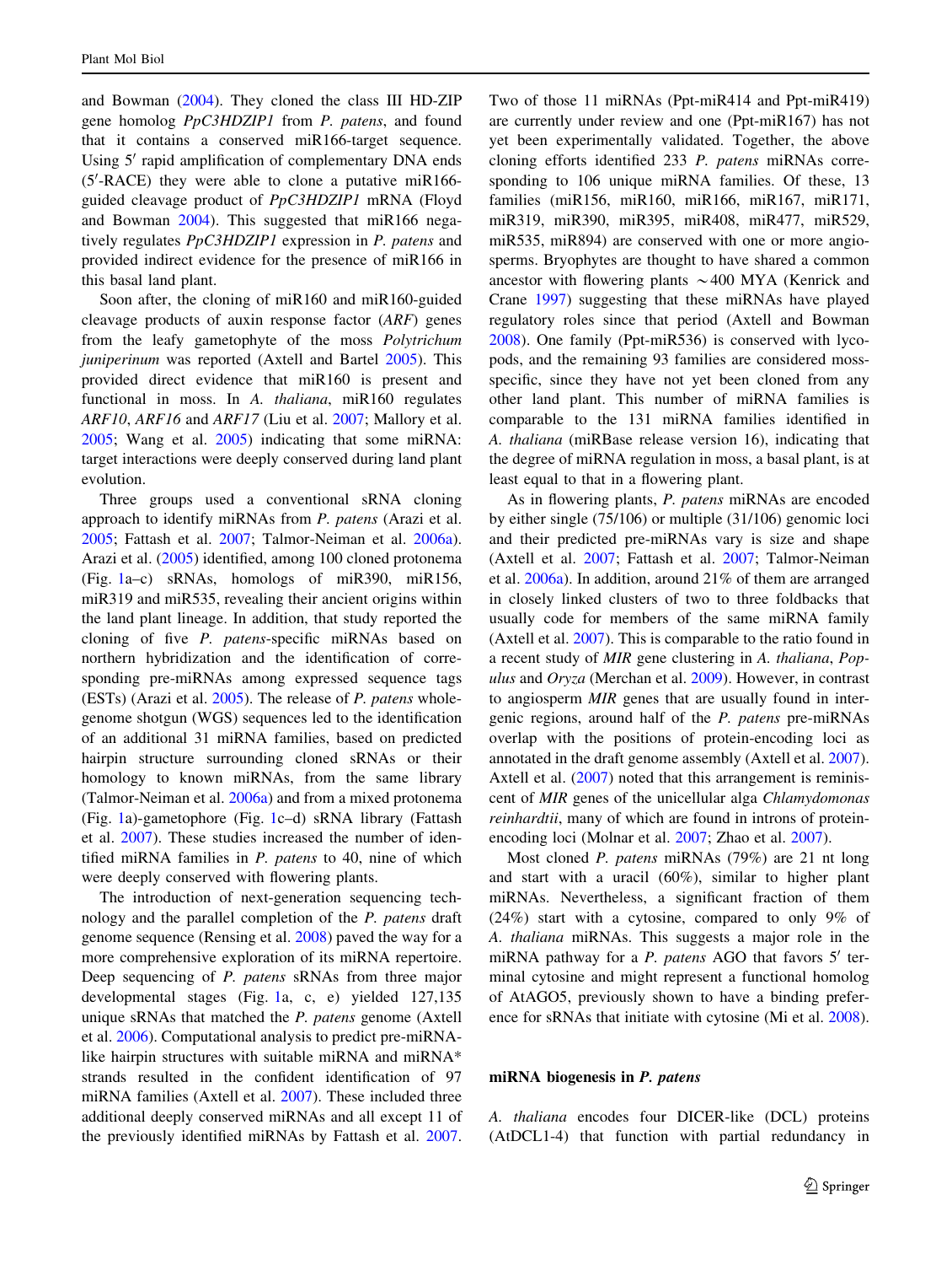and Bowman (2004). They cloned the class III HD-ZIP gene homolog *PpC3HDZIP1* from *P. patens*, and found that it contains a conserved miR166-target sequence. Using 5′ rapid amplification of complementary DNA ends (5′-RACE) they were able to clone a putative miR166-guided cleavage product of *PpC3HDZIP1* mRNA (Floyd and Bowman 2004). This suggested that miR166 negatively regulates *PpC3HDZIP1* expression in *P. patens* and provided indirect evidence for the presence of miR166 in this basal land plant.

Soon after, the cloning of miR160 and miR160-guided cleavage products of auxin response factor (*ARF*) genes from the leafy gametophyte of the moss *Polytrichum juniperinum* was reported (Axtell and Bartel 2005). This provided direct evidence that miR160 is present and functional in moss. In *A. thaliana*, miR160 regulates *ARF10*, *ARF16* and *ARF17* (Liu et al. 2007; Mallory et al. 2005; Wang et al. 2005) indicating that some miRNA: target interactions were deeply conserved during land plant evolution.

Three groups used a conventional sRNA cloning approach to identify miRNAs from *P. patens* (Arazi et al. 2005; Fattash et al. 2007; Talmor-Neiman et al. 2006a). Arazi et al. (2005) identified, among 100 cloned protonema (Fig. 1a–c) sRNAs, homologs of miR390, miR156, miR319 and miR535, revealing their ancient origins within the land plant lineage. In addition, that study reported the cloning of five *P. patens*-specific miRNAs based on northern hybridization and the identification of corresponding pre-miRNAs among expressed sequence tags (ESTs) (Arazi et al. 2005). The release of *P. patens* whole-genome shotgun (WGS) sequences led to the identification of an additional 31 miRNA families, based on predicted hairpin structure surrounding cloned sRNAs or their homology to known miRNAs, from the same library (Talmor-Neiman et al. 2006a) and from a mixed protonema (Fig. 1a)-gametophore (Fig. 1c–d) sRNA library (Fattash et al. 2007). These studies increased the number of identified miRNA families in *P. patens* to 40, nine of which were deeply conserved with flowering plants.

The introduction of next-generation sequencing technology and the parallel completion of the *P. patens* draft genome sequence (Rensing et al. 2008) paved the way for a more comprehensive exploration of its miRNA repertoire. Deep sequencing of *P. patens* sRNAs from three major developmental stages (Fig. 1a, c, e) yielded 127,135 unique sRNAs that matched the *P. patens* genome (Axtell et al. 2006). Computational analysis to predict pre-miRNA-like hairpin structures with suitable miRNA and miRNA* strands resulted in the confident identification of 97 miRNA families (Axtell et al. 2007). These included three additional deeply conserved miRNAs and all except 11 of the previously identified miRNAs by Fattash et al. 2007. Two of those 11 miRNAs (Ppt-miR414 and Ppt-miR419) are currently under review and one (Ppt-miR167) has not yet been experimentally validated. Together, the above cloning efforts identified 233 *P. patens* miRNAs corresponding to 106 unique miRNA families. Of these, 13 families (miR156, miR160, miR166, miR167, miR171, miR319, miR390, miR395, miR408, miR477, miR529, miR535, miR894) are conserved with one or more angiosperms. Bryophytes are thought to have shared a common ancestor with flowering plants ~400 MYA (Kenrick and Crane 1997) suggesting that these miRNAs have played regulatory roles since that period (Axtell and Bowman 2008). One family (Ppt-miR536) is conserved with lycopods, and the remaining 93 families are considered moss-specific, since they have not yet been cloned from any other land plant. This number of miRNA families is comparable to the 131 miRNA families identified in *A. thaliana* (miRBase release version 16), indicating that the degree of miRNA regulation in moss, a basal plant, is at least equal to that in a flowering plant.

As in flowering plants, *P. patens* miRNAs are encoded by either single (75/106) or multiple (31/106) genomic loci and their predicted pre-miRNAs vary is size and shape (Axtell et al. 2007; Fattash et al. 2007; Talmor-Neiman et al. 2006a). In addition, around 21% of them are arranged in closely linked clusters of two to three foldbacks that usually code for members of the same miRNA family (Axtell et al. 2007). This is comparable to the ratio found in a recent study of *MIR* gene clustering in *A. thaliana*, *Populus* and *Oryza* (Merchan et al. 2009). However, in contrast to angiosperm *MIR* genes that are usually found in intergenic regions, around half of the *P. patens* pre-miRNAs overlap with the positions of protein-encoding loci as annotated in the draft genome assembly (Axtell et al. 2007). Axtell et al. (2007) noted that this arrangement is reminiscent of *MIR* genes of the unicellular alga *Chlamydomonas reinhardtii*, many of which are found in introns of protein-encoding loci (Molnar et al. 2007; Zhao et al. 2007).

Most cloned *P. patens* miRNAs (79%) are 21 nt long and start with a uracil (60%), similar to higher plant miRNAs. Nevertheless, a significant fraction of them (24%) start with a cytosine, compared to only 9% of *A. thaliana* miRNAs. This suggests a major role in the miRNA pathway for a *P. patens* AGO that favors 5′ terminal cytosine and might represent a functional homolog of AtAGO5, previously shown to have a binding preference for sRNAs that initiate with cytosine (Mi et al. 2008).

## miRNA biogenesis in *P. patens*

*A. thaliana* encodes four DICER-like (DCL) proteins (AtDCL1-4) that function with partial redundancy in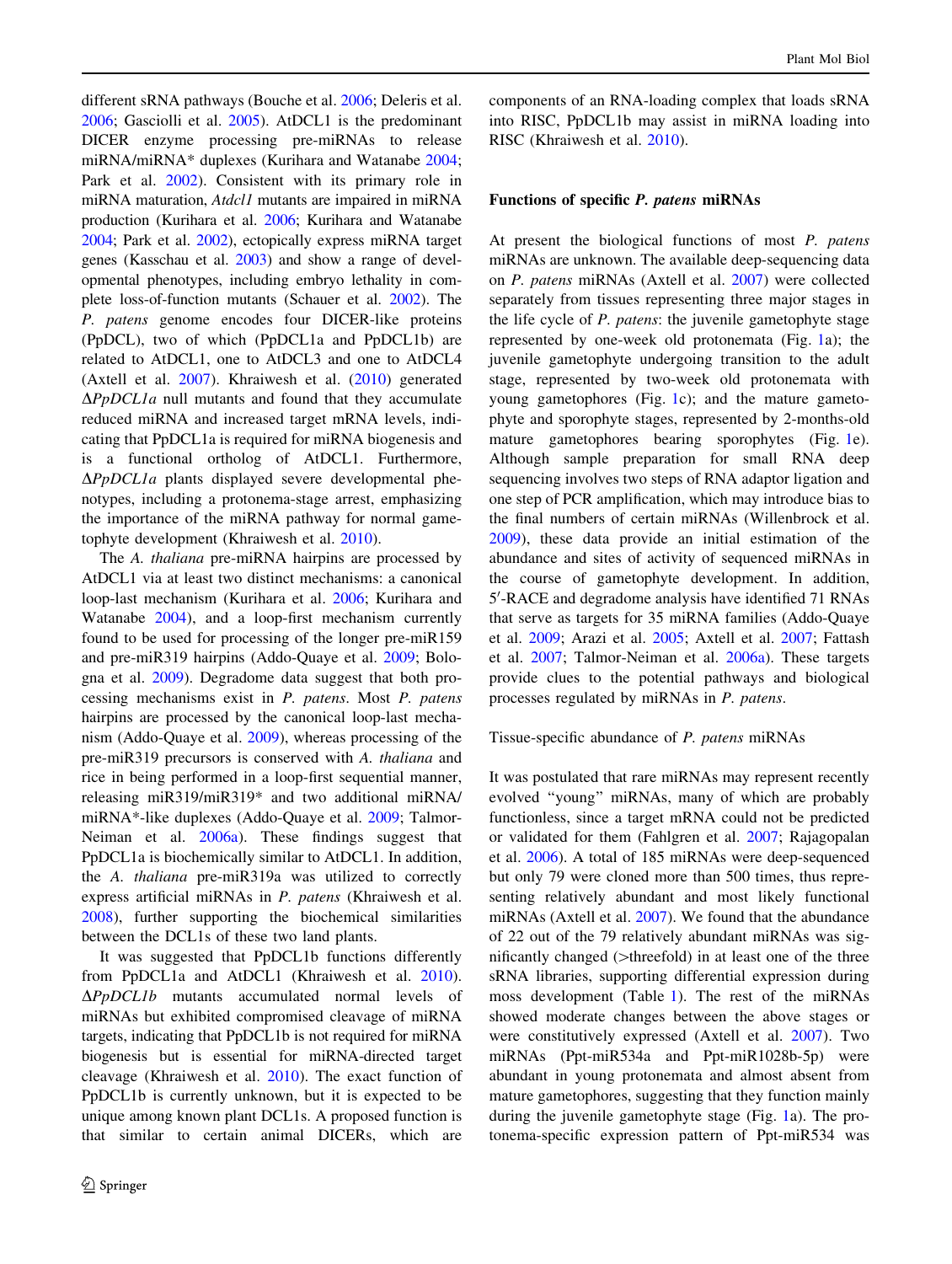different sRNA pathways (Bouche et al. 2006; Deleris et al. 2006; Gasciolli et al. 2005). AtDCL1 is the predominant DICER enzyme processing pre-miRNAs to release miRNA/miRNA* duplexes (Kurihara and Watanabe 2004; Park et al. 2002). Consistent with its primary role in miRNA maturation, *Atdcl1* mutants are impaired in miRNA production (Kurihara et al. 2006; Kurihara and Watanabe 2004; Park et al. 2002), ectopically express miRNA target genes (Kasschau et al. 2003) and show a range of developmental phenotypes, including embryo lethality in complete loss-of-function mutants (Schauer et al. 2002). The *P. patens* genome encodes four DICER-like proteins (PpDCL), two of which (PpDCL1a and PpDCL1b) are related to AtDCL1, one to AtDCL3 and one to AtDCL4 (Axtell et al. 2007). Khraiwesh et al. (2010) generated Δ*PpDCL1a* null mutants and found that they accumulate reduced miRNA and increased target mRNA levels, indicating that PpDCL1a is required for miRNA biogenesis and is a functional ortholog of AtDCL1. Furthermore, Δ*PpDCL1a* plants displayed severe developmental phenotypes, including a protonema-stage arrest, emphasizing the importance of the miRNA pathway for normal gametophyte development (Khraiwesh et al. 2010).

The *A. thaliana* pre-miRNA hairpins are processed by AtDCL1 via at least two distinct mechanisms: a canonical loop-last mechanism (Kurihara et al. 2006; Kurihara and Watanabe 2004), and a loop-first mechanism currently found to be used for processing of the longer pre-miR159 and pre-miR319 hairpins (Addo-Quaye et al. 2009; Bologna et al. 2009). Degradome data suggest that both processing mechanisms exist in *P. patens*. Most *P. patens* hairpins are processed by the canonical loop-last mechanism (Addo-Quaye et al. 2009), whereas processing of the pre-miR319 precursors is conserved with *A. thaliana* and rice in being performed in a loop-first sequential manner, releasing miR319/miR319* and two additional miRNA/miRNA*-like duplexes (Addo-Quaye et al. 2009; Talmor-Neiman et al. 2006a). These findings suggest that PpDCL1a is biochemically similar to AtDCL1. In addition, the *A. thaliana* pre-miR319a was utilized to correctly express artificial miRNAs in *P. patens* (Khraiwesh et al. 2008), further supporting the biochemical similarities between the DCL1s of these two land plants.

It was suggested that PpDCL1b functions differently from PpDCL1a and AtDCL1 (Khraiwesh et al. 2010). Δ*PpDCL1b* mutants accumulated normal levels of miRNAs but exhibited compromised cleavage of miRNA targets, indicating that PpDCL1b is not required for miRNA biogenesis but is essential for miRNA-directed target cleavage (Khraiwesh et al. 2010). The exact function of PpDCL1b is currently unknown, but it is expected to be unique among known plant DCL1s. A proposed function is that similar to certain animal DICERs, which are components of an RNA-loading complex that loads sRNA into RISC, PpDCL1b may assist in miRNA loading into RISC (Khraiwesh et al. 2010).

## Functions of specific *P. patens* miRNAs

At present the biological functions of most *P. patens* miRNAs are unknown. The available deep-sequencing data on *P. patens* miRNAs (Axtell et al. 2007) were collected separately from tissues representing three major stages in the life cycle of *P. patens*: the juvenile gametophyte stage represented by one-week old protonemata (Fig. 1a); the juvenile gametophyte undergoing transition to the adult stage, represented by two-week old protonemata with young gametophores (Fig. 1c); and the mature gametophyte and sporophyte stages, represented by 2-months-old mature gametophores bearing sporophytes (Fig. 1e). Although sample preparation for small RNA deep sequencing involves two steps of RNA adaptor ligation and one step of PCR amplification, which may introduce bias to the final numbers of certain miRNAs (Willenbrock et al. 2009), these data provide an initial estimation of the abundance and sites of activity of sequenced miRNAs in the course of gametophyte development. In addition, 5′-RACE and degradome analysis have identified 71 RNAs that serve as targets for 35 miRNA families (Addo-Quaye et al. 2009; Arazi et al. 2005; Axtell et al. 2007; Fattash et al. 2007; Talmor-Neiman et al. 2006a). These targets provide clues to the potential pathways and biological processes regulated by miRNAs in *P. patens*.

### Tissue-specific abundance of *P. patens* miRNAs

It was postulated that rare miRNAs may represent recently evolved "young" miRNAs, many of which are probably functionless, since a target mRNA could not be predicted or validated for them (Fahlgren et al. 2007; Rajagopalan et al. 2006). A total of 185 miRNAs were deep-sequenced but only 79 were cloned more than 500 times, thus representing relatively abundant and most likely functional miRNAs (Axtell et al. 2007). We found that the abundance of 22 out of the 79 relatively abundant miRNAs was significantly changed (>threefold) in at least one of the three sRNA libraries, supporting differential expression during moss development (Table 1). The rest of the miRNAs showed moderate changes between the above stages or were constitutively expressed (Axtell et al. 2007). Two miRNAs (Ppt-miR534a and Ppt-miR1028b-5p) were abundant in young protonemata and almost absent from mature gametophores, suggesting that they function mainly during the juvenile gametophyte stage (Fig. 1a). The protonema-specific expression pattern of Ppt-miR534 was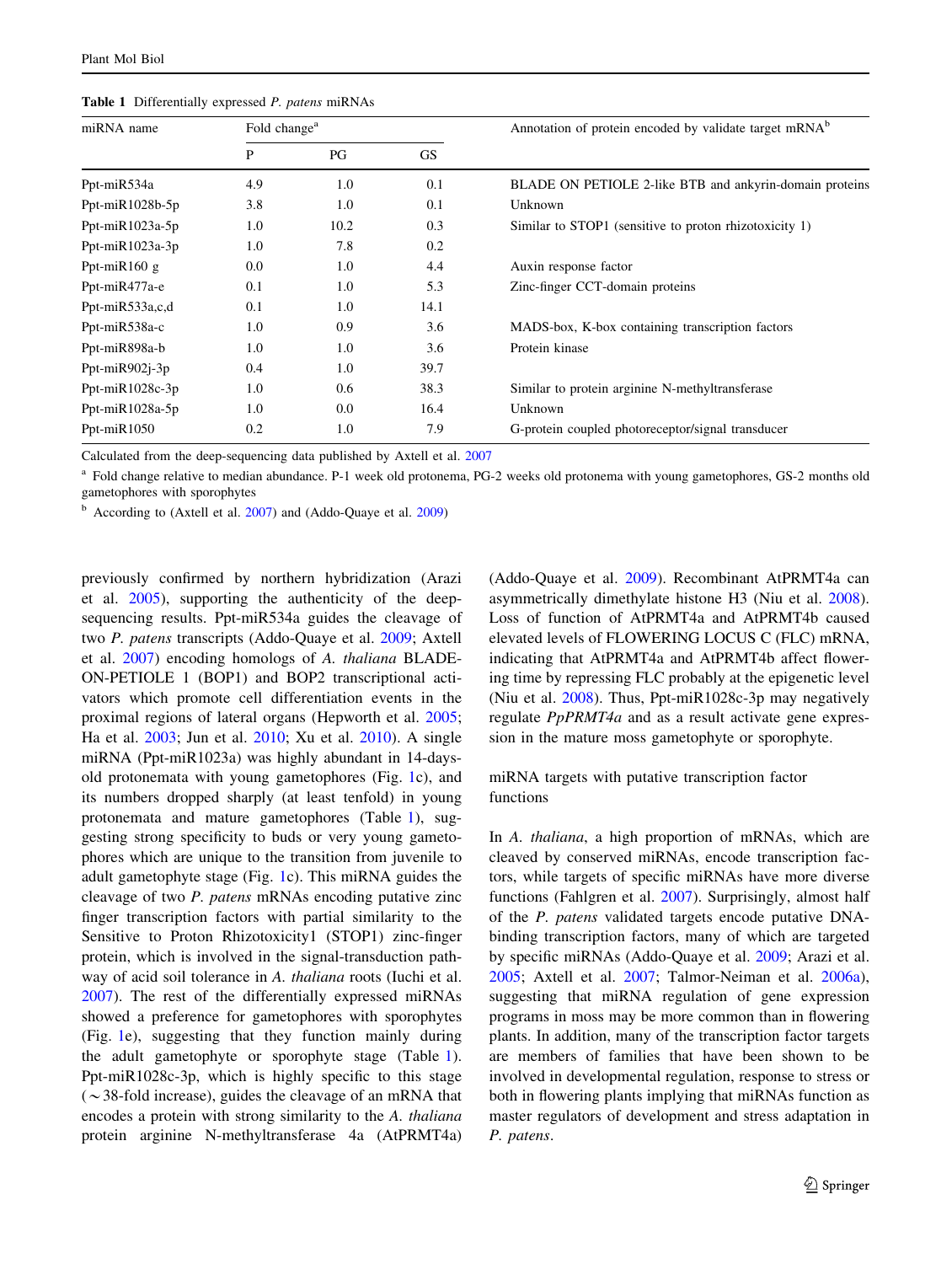**Table 1** Differentially expressed *P. patens* miRNAs

| miRNA name | Fold change[a] | | | Annotation of protein encoded by validate target mRNA[b] |
|---|---|---|---|---|
| | P | PG | GS | |
| Ppt-miR534a | 4.9 | 1.0 | 0.1 | BLADE ON PETIOLE 2-like BTB and ankyrin-domain proteins |
| Ppt-miR1028b-5p | 3.8 | 1.0 | 0.1 | Unknown |
| Ppt-miR1023a-5p | 1.0 | 10.2 | 0.3 | Similar to STOP1 (sensitive to proton rhizotoxicity 1) |
| Ppt-miR1023a-3p | 1.0 | 7.8 | 0.2 | |
| Ppt-miR160 g | 0.0 | 1.0 | 4.4 | Auxin response factor |
| Ppt-miR477a-e | 0.1 | 1.0 | 5.3 | Zinc-finger CCT-domain proteins |
| Ppt-miR533a,c,d | 0.1 | 1.0 | 14.1 | |
| Ppt-miR538a-c | 1.0 | 0.9 | 3.6 | MADS-box, K-box containing transcription factors |
| Ppt-miR898a-b | 1.0 | 1.0 | 3.6 | Protein kinase |
| Ppt-miR902j-3p | 0.4 | 1.0 | 39.7 | |
| Ppt-miR1028c-3p | 1.0 | 0.6 | 38.3 | Similar to protein arginine N-methyltransferase |
| Ppt-miR1028a-5p | 1.0 | 0.0 | 16.4 | Unknown |
| Ppt-miR1050 | 0.2 | 1.0 | 7.9 | G-protein coupled photoreceptor/signal transducer |

Calculated from the deep-sequencing data published by Axtell et al. 2007

[a] Fold change relative to median abundance. P-1 week old protonema, PG-2 weeks old protonema with young gametophores, GS-2 months old gametophores with sporophytes

[b] According to (Axtell et al. 2007) and (Addo-Quaye et al. 2009)

previously confirmed by northern hybridization (Arazi et al. 2005), supporting the authenticity of the deep-sequencing results. Ppt-miR534a guides the cleavage of two *P. patens* transcripts (Addo-Quaye et al. 2009; Axtell et al. 2007) encoding homologs of *A. thaliana* BLADE-ON-PETIOLE 1 (BOP1) and BOP2 transcriptional activators which promote cell differentiation events in the proximal regions of lateral organs (Hepworth et al. 2005; Ha et al. 2003; Jun et al. 2010; Xu et al. 2010). A single miRNA (Ppt-miR1023a) was highly abundant in 14-days-old protonemata with young gametophores (Fig. 1c), and its numbers dropped sharply (at least tenfold) in young protonemata and mature gametophores (Table 1), suggesting strong specificity to buds or very young gametophores which are unique to the transition from juvenile to adult gametophyte stage (Fig. 1c). This miRNA guides the cleavage of two *P. patens* mRNAs encoding putative zinc finger transcription factors with partial similarity to the Sensitive to Proton Rhizotoxicity1 (STOP1) zinc-finger protein, which is involved in the signal-transduction pathway of acid soil tolerance in *A. thaliana* roots (Iuchi et al. 2007). The rest of the differentially expressed miRNAs showed a preference for gametophores with sporophytes (Fig. 1e), suggesting that they function mainly during the adult gametophyte or sporophyte stage (Table 1). Ppt-miR1028c-3p, which is highly specific to this stage (~38-fold increase), guides the cleavage of an mRNA that encodes a protein with strong similarity to the *A. thaliana* protein arginine N-methyltransferase 4a (AtPRMT4a) (Addo-Quaye et al. 2009). Recombinant AtPRMT4a can asymmetrically dimethylate histone H3 (Niu et al. 2008). Loss of function of AtPRMT4a and AtPRMT4b caused elevated levels of FLOWERING LOCUS C (FLC) mRNA, indicating that AtPRMT4a and AtPRMT4b affect flowering time by repressing FLC probably at the epigenetic level (Niu et al. 2008). Thus, Ppt-miR1028c-3p may negatively regulate *PpPRMT4a* and as a result activate gene expression in the mature moss gametophyte or sporophyte.

### miRNA targets with putative transcription factor functions

In *A. thaliana*, a high proportion of mRNAs, which are cleaved by conserved miRNAs, encode transcription factors, while targets of specific miRNAs have more diverse functions (Fahlgren et al. 2007). Surprisingly, almost half of the *P. patens* validated targets encode putative DNA-binding transcription factors, many of which are targeted by specific miRNAs (Addo-Quaye et al. 2009; Arazi et al. 2005; Axtell et al. 2007; Talmor-Neiman et al. 2006a), suggesting that miRNA regulation of gene expression programs in moss may be more common than in flowering plants. In addition, many of the transcription factor targets are members of families that have been shown to be involved in developmental regulation, response to stress or both in flowering plants implying that miRNAs function as master regulators of development and stress adaptation in *P. patens*.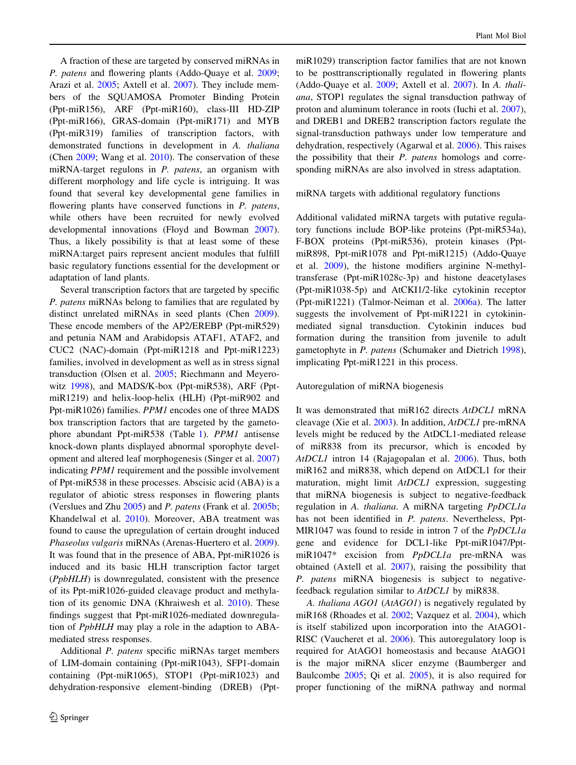A fraction of these are targeted by conserved miRNAs in *P. patens* and flowering plants (Addo-Quaye et al. 2009; Arazi et al. 2005; Axtell et al. 2007). They include members of the SQUAMOSA Promoter Binding Protein (Ppt-miR156), ARF (Ppt-miR160), class-III HD-ZIP (Ppt-miR166), GRAS-domain (Ppt-miR171) and MYB (Ppt-miR319) families of transcription factors, with demonstrated functions in development in *A. thaliana* (Chen 2009; Wang et al. 2010). The conservation of these miRNA-target regulons in *P. patens*, an organism with different morphology and life cycle is intriguing. It was found that several key developmental gene families in flowering plants have conserved functions in *P. patens*, while others have been recruited for newly evolved developmental innovations (Floyd and Bowman 2007). Thus, a likely possibility is that at least some of these miRNA:target pairs represent ancient modules that fulfill basic regulatory functions essential for the development or adaptation of land plants.

Several transcription factors that are targeted by specific *P. patens* miRNAs belong to families that are regulated by distinct unrelated miRNAs in seed plants (Chen 2009). These encode members of the AP2/EREBP (Ppt-miR529) and petunia NAM and Arabidopsis ATAF1, ATAF2, and CUC2 (NAC)-domain (Ppt-miR1218 and Ppt-miR1223) families, involved in development as well as in stress signal transduction (Olsen et al. 2005; Riechmann and Meyerowitz 1998), and MADS/K-box (Ppt-miR538), ARF (Ppt-miR1219) and helix-loop-helix (HLH) (Ppt-miR902 and Ppt-miR1026) families. *PPM1* encodes one of three MADS box transcription factors that are targeted by the gametophore abundant Ppt-miR538 (Table 1). *PPM1* antisense knock-down plants displayed abnormal sporophyte development and altered leaf morphogenesis (Singer et al. 2007) indicating *PPM1* requirement and the possible involvement of Ppt-miR538 in these processes. Abscisic acid (ABA) is a regulator of abiotic stress responses in flowering plants (Verslues and Zhu 2005) and *P. patens* (Frank et al. 2005b; Khandelwal et al. 2010). Moreover, ABA treatment was found to cause the upregulation of certain drought induced *Phaseolus vulgaris* miRNAs (Arenas-Huertero et al. 2009). It was found that in the presence of ABA, Ppt-miR1026 is induced and its basic HLH transcription factor target (*PpbHLH*) is downregulated, consistent with the presence of its Ppt-miR1026-guided cleavage product and methylation of its genomic DNA (Khraiwesh et al. 2010). These findings suggest that Ppt-miR1026-mediated downregulation of *PpbHLH* may play a role in the adaption to ABA-mediated stress responses.

Additional *P. patens* specific miRNAs target members of LIM-domain containing (Ppt-miR1043), SFP1-domain containing (Ppt-miR1065), STOP1 (Ppt-miR1023) and dehydration-responsive element-binding (DREB) (Ppt-miR1029) transcription factor families that are not known to be posttranscriptionally regulated in flowering plants (Addo-Quaye et al. 2009; Axtell et al. 2007). In *A. thaliana*, STOP1 regulates the signal transduction pathway of proton and aluminum tolerance in roots (Iuchi et al. 2007), and DREB1 and DREB2 transcription factors regulate the signal-transduction pathways under low temperature and dehydration, respectively (Agarwal et al. 2006). This raises the possibility that their *P. patens* homologs and corresponding miRNAs are also involved in stress adaptation.

### miRNA targets with additional regulatory functions

Additional validated miRNA targets with putative regulatory functions include BOP-like proteins (Ppt-miR534a), F-BOX proteins (Ppt-miR536), protein kinases (Ppt-miR898, Ppt-miR1078 and Ppt-miR1215) (Addo-Quaye et al. 2009), the histone modifiers arginine N-methyltransferase (Ppt-miR1028c-3p) and histone deacetylases (Ppt-miR1038-5p) and AtCKI1/2-like cytokinin receptor (Ppt-miR1221) (Talmor-Neiman et al. 2006a). The latter suggests the involvement of Ppt-miR1221 in cytokinin-mediated signal transduction. Cytokinin induces bud formation during the transition from juvenile to adult gametophyte in *P. patens* (Schumaker and Dietrich 1998), implicating Ppt-miR1221 in this process.

### Autoregulation of miRNA biogenesis

It was demonstrated that miR162 directs *AtDCL1* mRNA cleavage (Xie et al. 2003). In addition, *AtDCL1* pre-mRNA levels might be reduced by the AtDCL1-mediated release of miR838 from its precursor, which is encoded by *AtDCL1* intron 14 (Rajagopalan et al. 2006). Thus, both miR162 and miR838, which depend on AtDCL1 for their maturation, might limit *AtDCL1* expression, suggesting that miRNA biogenesis is subject to negative-feedback regulation in *A. thaliana*. A miRNA targeting *PpDCL1a* has not been identified in *P. patens*. Nevertheless, Ppt-MIR1047 was found to reside in intron 7 of the *PpDCL1a* gene and evidence for DCL1-like Ppt-miR1047/Ppt-miR1047* excision from *PpDCL1a* pre-mRNA was obtained (Axtell et al. 2007), raising the possibility that *P. patens* miRNA biogenesis is subject to negative-feedback regulation similar to *AtDCL1* by miR838.

*A. thaliana AGO1* (*AtAGO1*) is negatively regulated by miR168 (Rhoades et al. 2002; Vazquez et al. 2004), which is itself stabilized upon incorporation into the AtAGO1-RISC (Vaucheret et al. 2006). This autoregulatory loop is required for AtAGO1 homeostasis and because AtAGO1 is the major miRNA slicer enzyme (Baumberger and Baulcombe 2005; Qi et al. 2005), it is also required for proper functioning of the miRNA pathway and normal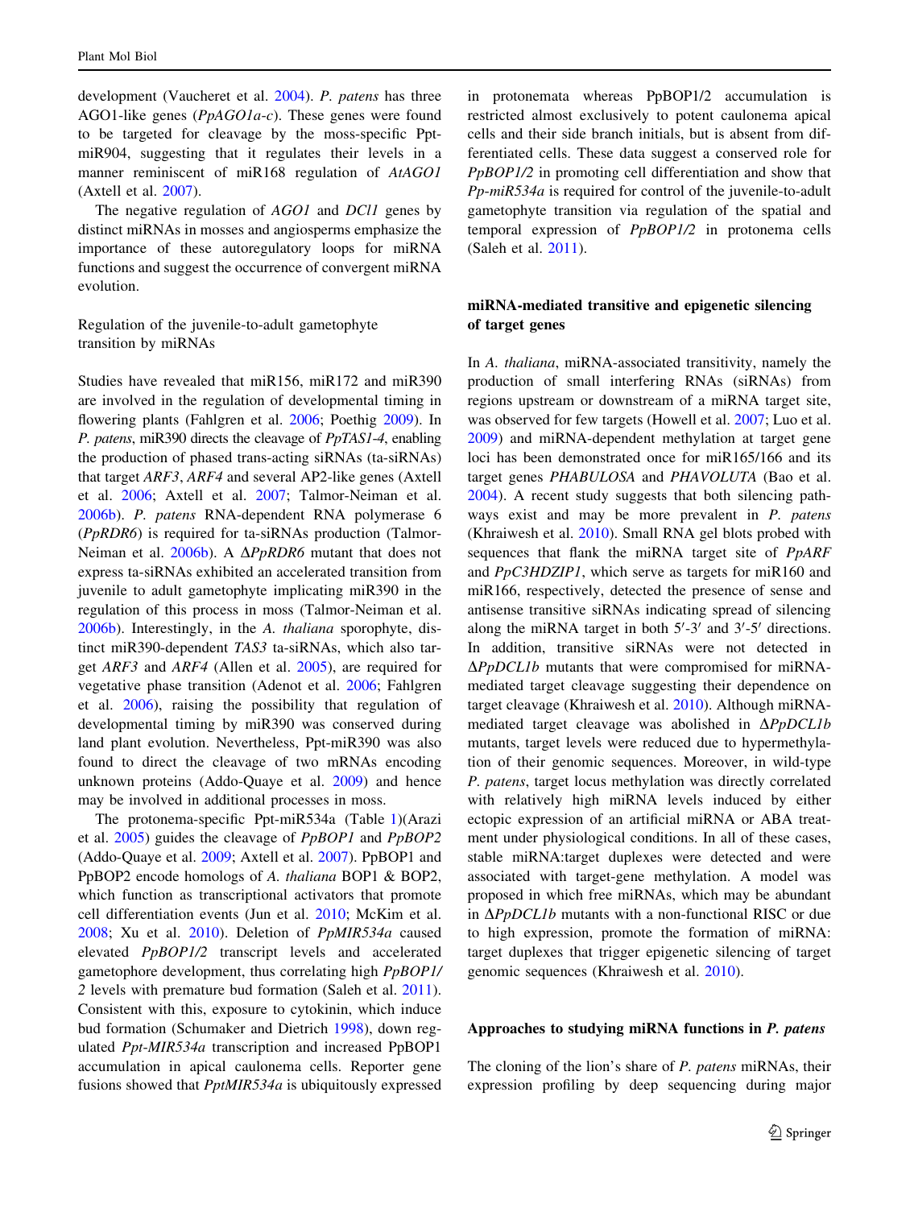development (Vaucheret et al. 2004). *P. patens* has three AGO1-like genes (*PpAGO1a-c*). These genes were found to be targeted for cleavage by the moss-specific Ppt-miR904, suggesting that it regulates their levels in a manner reminiscent of miR168 regulation of *AtAGO1* (Axtell et al. 2007).

The negative regulation of *AGO1* and *DCl1* genes by distinct miRNAs in mosses and angiosperms emphasize the importance of these autoregulatory loops for miRNA functions and suggest the occurrence of convergent miRNA evolution.

### Regulation of the juvenile-to-adult gametophyte transition by miRNAs

Studies have revealed that miR156, miR172 and miR390 are involved in the regulation of developmental timing in flowering plants (Fahlgren et al. 2006; Poethig 2009). In *P. patens*, miR390 directs the cleavage of *PpTAS1-4*, enabling the production of phased trans-acting siRNAs (ta-siRNAs) that target *ARF3*, *ARF4* and several AP2-like genes (Axtell et al. 2006; Axtell et al. 2007; Talmor-Neiman et al. 2006b). *P. patens* RNA-dependent RNA polymerase 6 (*PpRDR6*) is required for ta-siRNAs production (Talmor-Neiman et al. 2006b). A Δ*PpRDR6* mutant that does not express ta-siRNAs exhibited an accelerated transition from juvenile to adult gametophyte implicating miR390 in the regulation of this process in moss (Talmor-Neiman et al. 2006b). Interestingly, in the *A. thaliana* sporophyte, distinct miR390-dependent *TAS3* ta-siRNAs, which also target *ARF3* and *ARF4* (Allen et al. 2005), are required for vegetative phase transition (Adenot et al. 2006; Fahlgren et al. 2006), raising the possibility that regulation of developmental timing by miR390 was conserved during land plant evolution. Nevertheless, Ppt-miR390 was also found to direct the cleavage of two mRNAs encoding unknown proteins (Addo-Quaye et al. 2009) and hence may be involved in additional processes in moss.

The protonema-specific Ppt-miR534a (Table 1)(Arazi et al. 2005) guides the cleavage of *PpBOP1* and *PpBOP2* (Addo-Quaye et al. 2009; Axtell et al. 2007). PpBOP1 and PpBOP2 encode homologs of *A. thaliana* BOP1 & BOP2, which function as transcriptional activators that promote cell differentiation events (Jun et al. 2010; McKim et al. 2008; Xu et al. 2010). Deletion of *PpMIR534a* caused elevated *PpBOP1/2* transcript levels and accelerated gametophore development, thus correlating high *PpBOP1/2* levels with premature bud formation (Saleh et al. 2011). Consistent with this, exposure to cytokinin, which induce bud formation (Schumaker and Dietrich 1998), down regulated *Ppt-MIR534a* transcription and increased PpBOP1 accumulation in apical caulonema cells. Reporter gene fusions showed that *PptMIR534a* is ubiquitously expressed in protonemata whereas PpBOP1/2 accumulation is restricted almost exclusively to potent caulonema apical cells and their side branch initials, but is absent from differentiated cells. These data suggest a conserved role for *PpBOP1/2* in promoting cell differentiation and show that *Pp-miR534a* is required for control of the juvenile-to-adult gametophyte transition via regulation of the spatial and temporal expression of *PpBOP1/2* in protonema cells (Saleh et al. 2011).

## miRNA-mediated transitive and epigenetic silencing of target genes

In *A. thaliana*, miRNA-associated transitivity, namely the production of small interfering RNAs (siRNAs) from regions upstream or downstream of a miRNA target site, was observed for few targets (Howell et al. 2007; Luo et al. 2009) and miRNA-dependent methylation at target gene loci has been demonstrated once for miR165/166 and its target genes *PHABULOSA* and *PHAVOLUTA* (Bao et al. 2004). A recent study suggests that both silencing pathways exist and may be more prevalent in *P. patens* (Khraiwesh et al. 2010). Small RNA gel blots probed with sequences that flank the miRNA target site of *PpARF* and *PpC3HDZIP1*, which serve as targets for miR160 and miR166, respectively, detected the presence of sense and antisense transitive siRNAs indicating spread of silencing along the miRNA target in both 5′-3′ and 3′-5′ directions. In addition, transitive siRNAs were not detected in Δ*PpDCL1b* mutants that were compromised for miRNA-mediated target cleavage suggesting their dependence on target cleavage (Khraiwesh et al. 2010). Although miRNA-mediated target cleavage was abolished in Δ*PpDCL1b* mutants, target levels were reduced due to hypermethylation of their genomic sequences. Moreover, in wild-type *P. patens*, target locus methylation was directly correlated with relatively high miRNA levels induced by either ectopic expression of an artificial miRNA or ABA treatment under physiological conditions. In all of these cases, stable miRNA:target duplexes were detected and were associated with target-gene methylation. A model was proposed in which free miRNAs, which may be abundant in Δ*PpDCL1b* mutants with a non-functional RISC or due to high expression, promote the formation of miRNA: target duplexes that trigger epigenetic silencing of target genomic sequences (Khraiwesh et al. 2010).

## Approaches to studying miRNA functions in *P. patens*

The cloning of the lion's share of *P. patens* miRNAs, their expression profiling by deep sequencing during major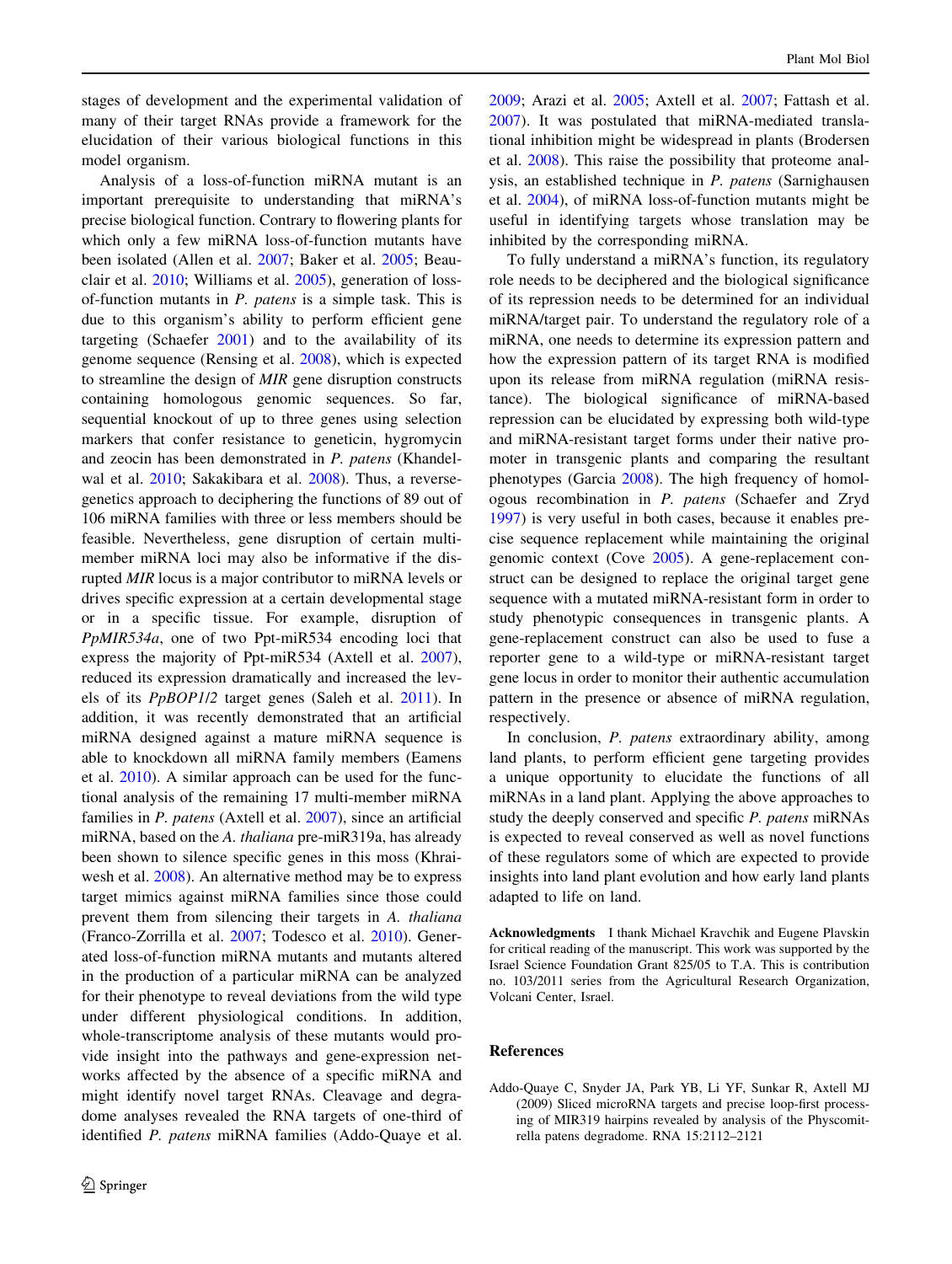stages of development and the experimental validation of many of their target RNAs provide a framework for the elucidation of their various biological functions in this model organism.

Analysis of a loss-of-function miRNA mutant is an important prerequisite to understanding that miRNA's precise biological function. Contrary to flowering plants for which only a few miRNA loss-of-function mutants have been isolated (Allen et al. 2007; Baker et al. 2005; Beauclair et al. 2010; Williams et al. 2005), generation of loss-of-function mutants in *P. patens* is a simple task. This is due to this organism's ability to perform efficient gene targeting (Schaefer 2001) and to the availability of its genome sequence (Rensing et al. 2008), which is expected to streamline the design of *MIR* gene disruption constructs containing homologous genomic sequences. So far, sequential knockout of up to three genes using selection markers that confer resistance to geneticin, hygromycin and zeocin has been demonstrated in *P. patens* (Khandelwal et al. 2010; Sakakibara et al. 2008). Thus, a reverse-genetics approach to deciphering the functions of 89 out of 106 miRNA families with three or less members should be feasible. Nevertheless, gene disruption of certain multi-member miRNA loci may also be informative if the disrupted *MIR* locus is a major contributor to miRNA levels or drives specific expression at a certain developmental stage or in a specific tissue. For example, disruption of *PpMIR534a*, one of two Ppt-miR534 encoding loci that express the majority of Ppt-miR534 (Axtell et al. 2007), reduced its expression dramatically and increased the levels of its *PpBOP1/2* target genes (Saleh et al. 2011). In addition, it was recently demonstrated that an artificial miRNA designed against a mature miRNA sequence is able to knockdown all miRNA family members (Eamens et al. 2010). A similar approach can be used for the functional analysis of the remaining 17 multi-member miRNA families in *P. patens* (Axtell et al. 2007), since an artificial miRNA, based on the *A. thaliana* pre-miR319a, has already been shown to silence specific genes in this moss (Khraiwesh et al. 2008). An alternative method may be to express target mimics against miRNA families since those could prevent them from silencing their targets in *A. thaliana* (Franco-Zorrilla et al. 2007; Todesco et al. 2010). Generated loss-of-function miRNA mutants and mutants altered in the production of a particular miRNA can be analyzed for their phenotype to reveal deviations from the wild type under different physiological conditions. In addition, whole-transcriptome analysis of these mutants would provide insight into the pathways and gene-expression networks affected by the absence of a specific miRNA and might identify novel target RNAs. Cleavage and degradome analyses revealed the RNA targets of one-third of identified *P. patens* miRNA families (Addo-Quaye et al. 2009; Arazi et al. 2005; Axtell et al. 2007; Fattash et al. 2007). It was postulated that miRNA-mediated translational inhibition might be widespread in plants (Brodersen et al. 2008). This raise the possibility that proteome analysis, an established technique in *P. patens* (Sarnighausen et al. 2004), of miRNA loss-of-function mutants might be useful in identifying targets whose translation may be inhibited by the corresponding miRNA.

To fully understand a miRNA's function, its regulatory role needs to be deciphered and the biological significance of its repression needs to be determined for an individual miRNA/target pair. To understand the regulatory role of a miRNA, one needs to determine its expression pattern and how the expression pattern of its target RNA is modified upon its release from miRNA regulation (miRNA resistance). The biological significance of miRNA-based repression can be elucidated by expressing both wild-type and miRNA-resistant target forms under their native promoter in transgenic plants and comparing the resultant phenotypes (Garcia 2008). The high frequency of homologous recombination in *P. patens* (Schaefer and Zryd 1997) is very useful in both cases, because it enables precise sequence replacement while maintaining the original genomic context (Cove 2005). A gene-replacement construct can be designed to replace the original target gene sequence with a mutated miRNA-resistant form in order to study phenotypic consequences in transgenic plants. A gene-replacement construct can also be used to fuse a reporter gene to a wild-type or miRNA-resistant target gene locus in order to monitor their authentic accumulation pattern in the presence or absence of miRNA regulation, respectively.

In conclusion, *P. patens* extraordinary ability, among land plants, to perform efficient gene targeting provides a unique opportunity to elucidate the functions of all miRNAs in a land plant. Applying the above approaches to study the deeply conserved and specific *P. patens* miRNAs is expected to reveal conserved as well as novel functions of these regulators some of which are expected to provide insights into land plant evolution and how early land plants adapted to life on land.

**Acknowledgments** I thank Michael Kravchik and Eugene Plavskin for critical reading of the manuscript. This work was supported by the Israel Science Foundation Grant 825/05 to T.A. This is contribution no. 103/2011 series from the Agricultural Research Organization, Volcani Center, Israel.

## References

Addo-Quaye C, Snyder JA, Park YB, Li YF, Sunkar R, Axtell MJ (2009) Sliced microRNA targets and precise loop-first processing of MIR319 hairpins revealed by analysis of the Physcomitrella patens degradome. RNA 15:2112–2121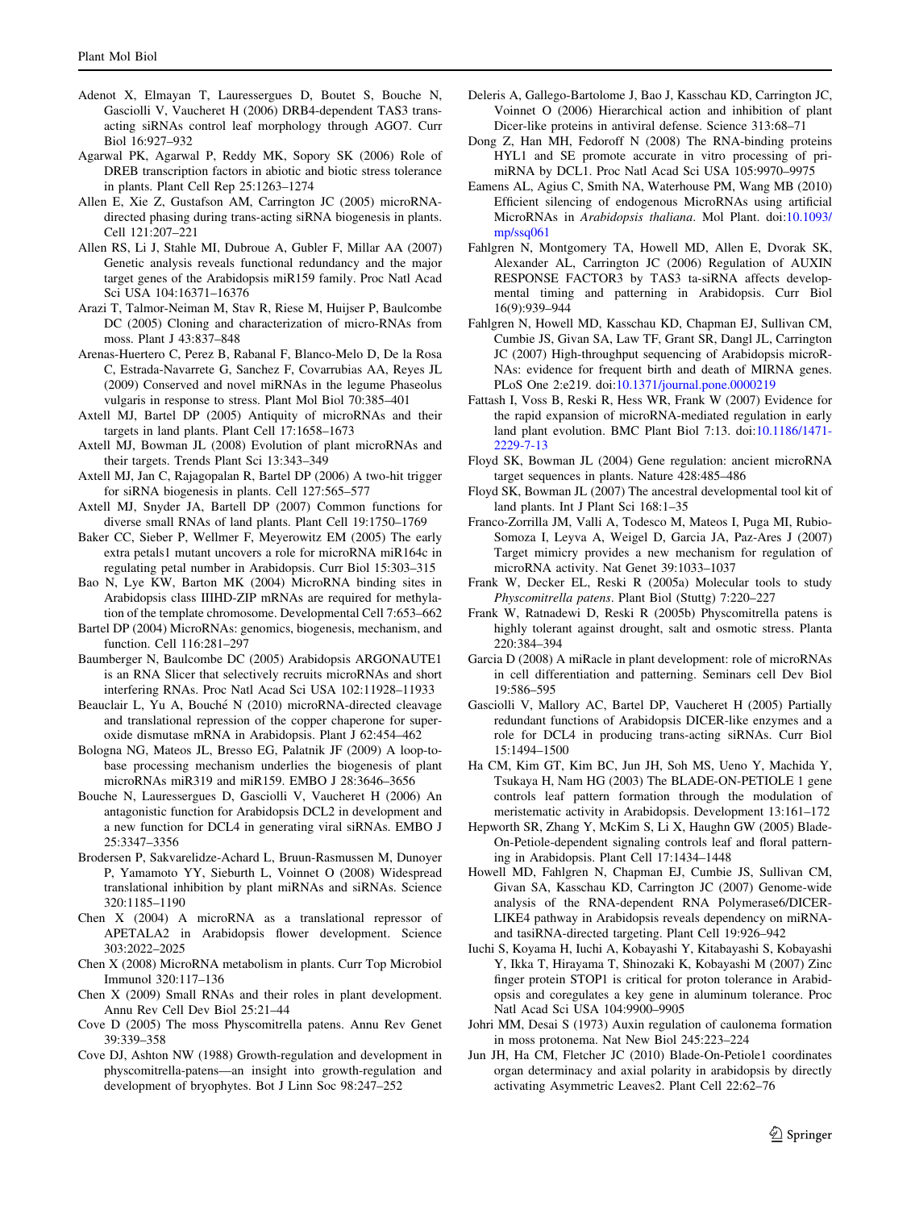Adenot X, Elmayan T, Lauressergues D, Boutet S, Bouche N, Gasciolli V, Vaucheret H (2006) DRB4-dependent TAS3 trans-acting siRNAs control leaf morphology through AGO7. Curr Biol 16:927–932

Agarwal PK, Agarwal P, Reddy MK, Sopory SK (2006) Role of DREB transcription factors in abiotic and biotic stress tolerance in plants. Plant Cell Rep 25:1263–1274

Allen E, Xie Z, Gustafson AM, Carrington JC (2005) microRNA-directed phasing during trans-acting siRNA biogenesis in plants. Cell 121:207–221

Allen RS, Li J, Stahle MI, Dubroue A, Gubler F, Millar AA (2007) Genetic analysis reveals functional redundancy and the major target genes of the Arabidopsis miR159 family. Proc Natl Acad Sci USA 104:16371–16376

Arazi T, Talmor-Neiman M, Stav R, Riese M, Huijser P, Baulcombe DC (2005) Cloning and characterization of micro-RNAs from moss. Plant J 43:837–848

Arenas-Huertero C, Perez B, Rabanal F, Blanco-Melo D, De la Rosa C, Estrada-Navarrete G, Sanchez F, Covarrubias AA, Reyes JL (2009) Conserved and novel miRNAs in the legume Phaseolus vulgaris in response to stress. Plant Mol Biol 70:385–401

Axtell MJ, Bartel DP (2005) Antiquity of microRNAs and their targets in land plants. Plant Cell 17:1658–1673

Axtell MJ, Bowman JL (2008) Evolution of plant microRNAs and their targets. Trends Plant Sci 13:343–349

Axtell MJ, Jan C, Rajagopalan R, Bartel DP (2006) A two-hit trigger for siRNA biogenesis in plants. Cell 127:565–577

Axtell MJ, Snyder JA, Bartell DP (2007) Common functions for diverse small RNAs of land plants. Plant Cell 19:1750–1769

Baker CC, Sieber P, Wellmer F, Meyerowitz EM (2005) The early extra petals1 mutant uncovers a role for microRNA miR164c in regulating petal number in Arabidopsis. Curr Biol 15:303–315

Bao N, Lye KW, Barton MK (2004) MicroRNA binding sites in Arabidopsis class IIIHD-ZIP mRNAs are required for methylation of the template chromosome. Developmental Cell 7:653–662

Bartel DP (2004) MicroRNAs: genomics, biogenesis, mechanism, and function. Cell 116:281–297

Baumberger N, Baulcombe DC (2005) Arabidopsis ARGONAUTE1 is an RNA Slicer that selectively recruits microRNAs and short interfering RNAs. Proc Natl Acad Sci USA 102:11928–11933

Beauclair L, Yu A, Bouché N (2010) microRNA-directed cleavage and translational repression of the copper chaperone for superoxide dismutase mRNA in Arabidopsis. Plant J 62:454–462

Bologna NG, Mateos JL, Bresso EG, Palatnik JF (2009) A loop-to-base processing mechanism underlies the biogenesis of plant microRNAs miR319 and miR159. EMBO J 28:3646–3656

Bouche N, Lauressergues D, Gasciolli V, Vaucheret H (2006) An antagonistic function for Arabidopsis DCL2 in development and a new function for DCL4 in generating viral siRNAs. EMBO J 25:3347–3356

Brodersen P, Sakvarelidze-Achard L, Bruun-Rasmussen M, Dunoyer P, Yamamoto YY, Sieburth L, Voinnet O (2008) Widespread translational inhibition by plant miRNAs and siRNAs. Science 320:1185–1190

Chen X (2004) A microRNA as a translational repressor of APETALA2 in Arabidopsis flower development. Science 303:2022–2025

Chen X (2008) MicroRNA metabolism in plants. Curr Top Microbiol Immunol 320:117–136

Chen X (2009) Small RNAs and their roles in plant development. Annu Rev Cell Dev Biol 25:21–44

Cove D (2005) The moss Physcomitrella patens. Annu Rev Genet 39:339–358

Cove DJ, Ashton NW (1988) Growth-regulation and development in physcomitrella-patens—an insight into growth-regulation and development of bryophytes. Bot J Linn Soc 98:247–252

Deleris A, Gallego-Bartolome J, Bao J, Kasschau KD, Carrington JC, Voinnet O (2006) Hierarchical action and inhibition of plant Dicer-like proteins in antiviral defense. Science 313:68–71

Dong Z, Han MH, Fedoroff N (2008) The RNA-binding proteins HYL1 and SE promote accurate in vitro processing of pri-miRNA by DCL1. Proc Natl Acad Sci USA 105:9970–9975

Eamens AL, Agius C, Smith NA, Waterhouse PM, Wang MB (2010) Efficient silencing of endogenous MicroRNAs using artificial MicroRNAs in *Arabidopsis thaliana*. Mol Plant. doi:10.1093/mp/ssq061

Fahlgren N, Montgomery TA, Howell MD, Allen E, Dvorak SK, Alexander AL, Carrington JC (2006) Regulation of AUXIN RESPONSE FACTOR3 by TAS3 ta-siRNA affects developmental timing and patterning in Arabidopsis. Curr Biol 16(9):939–944

Fahlgren N, Howell MD, Kasschau KD, Chapman EJ, Sullivan CM, Cumbie JS, Givan SA, Law TF, Grant SR, Dangl JL, Carrington JC (2007) High-throughput sequencing of Arabidopsis microRNAs: evidence for frequent birth and death of MIRNA genes. PLoS One 2:e219. doi:10.1371/journal.pone.0000219

Fattash I, Voss B, Reski R, Hess WR, Frank W (2007) Evidence for the rapid expansion of microRNA-mediated regulation in early land plant evolution. BMC Plant Biol 7:13. doi:10.1186/1471-2229-7-13

Floyd SK, Bowman JL (2004) Gene regulation: ancient microRNA target sequences in plants. Nature 428:485–486

Floyd SK, Bowman JL (2007) The ancestral developmental tool kit of land plants. Int J Plant Sci 168:1–35

Franco-Zorrilla JM, Valli A, Todesco M, Mateos I, Puga MI, Rubio-Somoza I, Leyva A, Weigel D, Garcia JA, Paz-Ares J (2007) Target mimicry provides a new mechanism for regulation of microRNA activity. Nat Genet 39:1033–1037

Frank W, Decker EL, Reski R (2005a) Molecular tools to study *Physcomitrella patens*. Plant Biol (Stuttg) 7:220–227

Frank W, Ratnadewi D, Reski R (2005b) Physcomitrella patens is highly tolerant against drought, salt and osmotic stress. Planta 220:384–394

Garcia D (2008) A miRacle in plant development: role of microRNAs in cell differentiation and patterning. Seminars cell Dev Biol 19:586–595

Gasciolli V, Mallory AC, Bartel DP, Vaucheret H (2005) Partially redundant functions of Arabidopsis DICER-like enzymes and a role for DCL4 in producing trans-acting siRNAs. Curr Biol 15:1494–1500

Ha CM, Kim GT, Kim BC, Jun JH, Soh MS, Ueno Y, Machida Y, Tsukaya H, Nam HG (2003) The BLADE-ON-PETIOLE 1 gene controls leaf pattern formation through the modulation of meristematic activity in Arabidopsis. Development 13:161–172

Hepworth SR, Zhang Y, McKim S, Li X, Haughn GW (2005) Blade-On-Petiole-dependent signaling controls leaf and floral patterning in Arabidopsis. Plant Cell 17:1434–1448

Howell MD, Fahlgren N, Chapman EJ, Cumbie JS, Sullivan CM, Givan SA, Kasschau KD, Carrington JC (2007) Genome-wide analysis of the RNA-dependent RNA Polymerase6/DICER-LIKE4 pathway in Arabidopsis reveals dependency on miRNA- and tasiRNA-directed targeting. Plant Cell 19:926–942

Iuchi S, Koyama H, Iuchi A, Kobayashi Y, Kitabayashi S, Kobayashi Y, Ikka T, Hirayama T, Shinozaki K, Kobayashi M (2007) Zinc finger protein STOP1 is critical for proton tolerance in Arabidopsis and coregulates a key gene in aluminum tolerance. Proc Natl Acad Sci USA 104:9900–9905

Johri MM, Desai S (1973) Auxin regulation of caulonema formation in moss protonema. Nat New Biol 245:223–224

Jun JH, Ha CM, Fletcher JC (2010) Blade-On-Petiole1 coordinates organ determinacy and axial polarity in arabidopsis by directly activating Asymmetric Leaves2. Plant Cell 22:62–76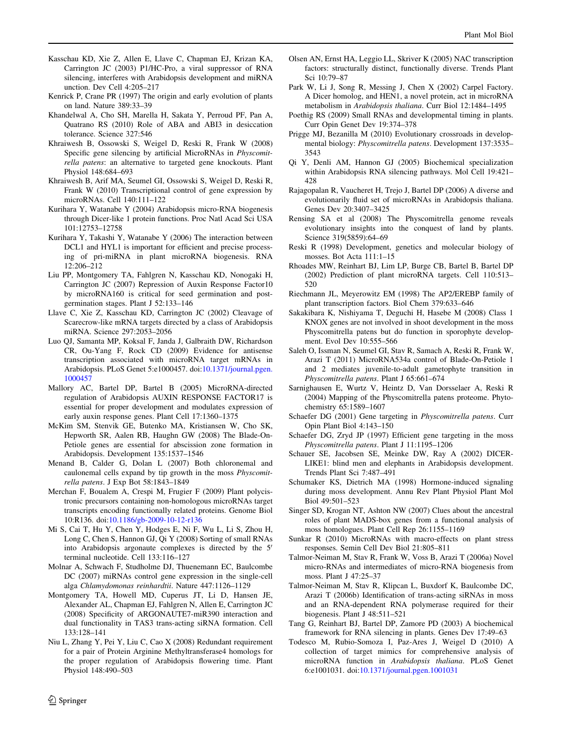Kasschau KD, Xie Z, Allen E, Llave C, Chapman EJ, Krizan KA, Carrington JC (2003) P1/HC-Pro, a viral suppressor of RNA silencing, interferes with Arabidopsis development and miRNA unction. Dev Cell 4:205–217

Kenrick P, Crane PR (1997) The origin and early evolution of plants on land. Nature 389:33–39

Khandelwal A, Cho SH, Marella H, Sakata Y, Perroud PF, Pan A, Quatrano RS (2010) Role of ABA and ABI3 in desiccation tolerance. Science 327:546

Khraiwesh B, Ossowski S, Weigel D, Reski R, Frank W (2008) Specific gene silencing by artificial MicroRNAs in *Physcomitrella patens*: an alternative to targeted gene knockouts. Plant Physiol 148:684–693

Khraiwesh B, Arif MA, Seumel GI, Ossowski S, Weigel D, Reski R, Frank W (2010) Transcriptional control of gene expression by microRNAs. Cell 140:111–122

Kurihara Y, Watanabe Y (2004) Arabidopsis micro-RNA biogenesis through Dicer-like 1 protein functions. Proc Natl Acad Sci USA 101:12753–12758

Kurihara Y, Takashi Y, Watanabe Y (2006) The interaction between DCL1 and HYL1 is important for efficient and precise processing of pri-miRNA in plant microRNA biogenesis. RNA 12:206–212

Liu PP, Montgomery TA, Fahlgren N, Kasschau KD, Nonogaki H, Carrington JC (2007) Repression of Auxin Response Factor10 by microRNA160 is critical for seed germination and post-germination stages. Plant J 52:133–146

Llave C, Xie Z, Kasschau KD, Carrington JC (2002) Cleavage of Scarecrow-like mRNA targets directed by a class of Arabidopsis miRNA. Science 297:2053–2056

Luo QJ, Samanta MP, Koksal F, Janda J, Galbraith DW, Richardson CR, Ou-Yang F, Rock CD (2009) Evidence for antisense transcription associated with microRNA target mRNAs in Arabidopsis. PLoS Genet 5:e1000457. doi:10.1371/journal.pgen.1000457

Mallory AC, Bartel DP, Bartel B (2005) MicroRNA-directed regulation of Arabidopsis AUXIN RESPONSE FACTOR17 is essential for proper development and modulates expression of early auxin response genes. Plant Cell 17:1360–1375

McKim SM, Stenvik GE, Butenko MA, Kristiansen W, Cho SK, Hepworth SR, Aalen RB, Haughn GW (2008) The Blade-On-Petiole genes are essential for abscission zone formation in Arabidopsis. Development 135:1537–1546

Menand B, Calder G, Dolan L (2007) Both chloronemal and caulonemal cells expand by tip growth in the moss *Physcomitrella patens*. J Exp Bot 58:1843–1849

Merchan F, Boualem A, Crespi M, Frugier F (2009) Plant polycistronic precursors containing non-homologous microRNAs target transcripts encoding functionally related proteins. Genome Biol 10:R136. doi:10.1186/gb-2009-10-12-r136

Mi S, Cai T, Hu Y, Chen Y, Hodges E, Ni F, Wu L, Li S, Zhou H, Long C, Chen S, Hannon GJ, Qi Y (2008) Sorting of small RNAs into Arabidopsis argonaute complexes is directed by the 5′ terminal nucleotide. Cell 133:116–127

Molnar A, Schwach F, Studholme DJ, Thuenemann EC, Baulcombe DC (2007) miRNAs control gene expression in the single-cell alga *Chlamydomonas reinhardtii*. Nature 447:1126–1129

Montgomery TA, Howell MD, Cuperus JT, Li D, Hansen JE, Alexander AL, Chapman EJ, Fahlgren N, Allen E, Carrington JC (2008) Specificity of ARGONAUTE7-miR390 interaction and dual functionality in TAS3 trans-acting siRNA formation. Cell 133:128–141

Niu L, Zhang Y, Pei Y, Liu C, Cao X (2008) Redundant requirement for a pair of Protein Arginine Methyltransferase4 homologs for the proper regulation of Arabidopsis flowering time. Plant Physiol 148:490–503

Olsen AN, Ernst HA, Leggio LL, Skriver K (2005) NAC transcription factors: structurally distinct, functionally diverse. Trends Plant Sci 10:79–87

Park W, Li J, Song R, Messing J, Chen X (2002) Carpel Factory. A Dicer homolog, and HEN1, a novel protein, act in microRNA metabolism in *Arabidopsis thaliana*. Curr Biol 12:1484–1495

Poethig RS (2009) Small RNAs and developmental timing in plants. Curr Opin Genet Dev 19:374–378

Prigge MJ, Bezanilla M (2010) Evolutionary crossroads in developmental biology: *Physcomitrella patens*. Development 137:3535–3543

Qi Y, Denli AM, Hannon GJ (2005) Biochemical specialization within Arabidopsis RNA silencing pathways. Mol Cell 19:421–428

Rajagopalan R, Vaucheret H, Trejo J, Bartel DP (2006) A diverse and evolutionarily fluid set of microRNAs in Arabidopsis thaliana. Genes Dev 20:3407–3425

Rensing SA et al (2008) The Physcomitrella genome reveals evolutionary insights into the conquest of land by plants. Science 319(5859):64–69

Reski R (1998) Development, genetics and molecular biology of mosses. Bot Acta 111:1–15

Rhoades MW, Reinhart BJ, Lim LP, Burge CB, Bartel B, Bartel DP (2002) Prediction of plant microRNA targets. Cell 110:513–520

Riechmann JL, Meyerowitz EM (1998) The AP2/EREBP family of plant transcription factors. Biol Chem 379:633–646

Sakakibara K, Nishiyama T, Deguchi H, Hasebe M (2008) Class 1 KNOX genes are not involved in shoot development in the moss Physcomitrella patens but do function in sporophyte development. Evol Dev 10:555–566

Saleh O, Issman N, Seumel GI, Stav R, Samach A, Reski R, Frank W, Arazi T (2011) MicroRNA534a control of Blade-On-Petiole 1 and 2 mediates juvenile-to-adult gametophyte transition in *Physcomitrella patens*. Plant J 65:661–674

Sarnighausen E, Wurtz V, Heintz D, Van Dorsselaer A, Reski R (2004) Mapping of the Physcomitrella patens proteome. Phytochemistry 65:1589–1607

Schaefer DG (2001) Gene targeting in *Physcomitrella patens*. Curr Opin Plant Biol 4:143–150

Schaefer DG, Zryd JP (1997) Efficient gene targeting in the moss *Physcomitrella patens*. Plant J 11:1195–1206

Schauer SE, Jacobsen SE, Meinke DW, Ray A (2002) DICER-LIKE1: blind men and elephants in Arabidopsis development. Trends Plant Sci 7:487–491

Schumaker KS, Dietrich MA (1998) Hormone-induced signaling during moss development. Annu Rev Plant Physiol Plant Mol Biol 49:501–523

Singer SD, Krogan NT, Ashton NW (2007) Clues about the ancestral roles of plant MADS-box genes from a functional analysis of moss homologues. Plant Cell Rep 26:1155–1169

Sunkar R (2010) MicroRNAs with macro-effects on plant stress responses. Semin Cell Dev Biol 21:805–811

Talmor-Neiman M, Stav R, Frank W, Voss B, Arazi T (2006a) Novel micro-RNAs and intermediates of micro-RNA biogenesis from moss. Plant J 47:25–37

Talmor-Neiman M, Stav R, Klipcan L, Buxdorf K, Baulcombe DC, Arazi T (2006b) Identification of trans-acting siRNAs in moss and an RNA-dependent RNA polymerase required for their biogenesis. Plant J 48:511–521

Tang G, Reinhart BJ, Bartel DP, Zamore PD (2003) A biochemical framework for RNA silencing in plants. Genes Dev 17:49–63

Todesco M, Rubio-Somoza I, Paz-Ares J, Weigel D (2010) A collection of target mimics for comprehensive analysis of microRNA function in *Arabidopsis thaliana*. PLoS Genet 6:e1001031. doi:10.1371/journal.pgen.1001031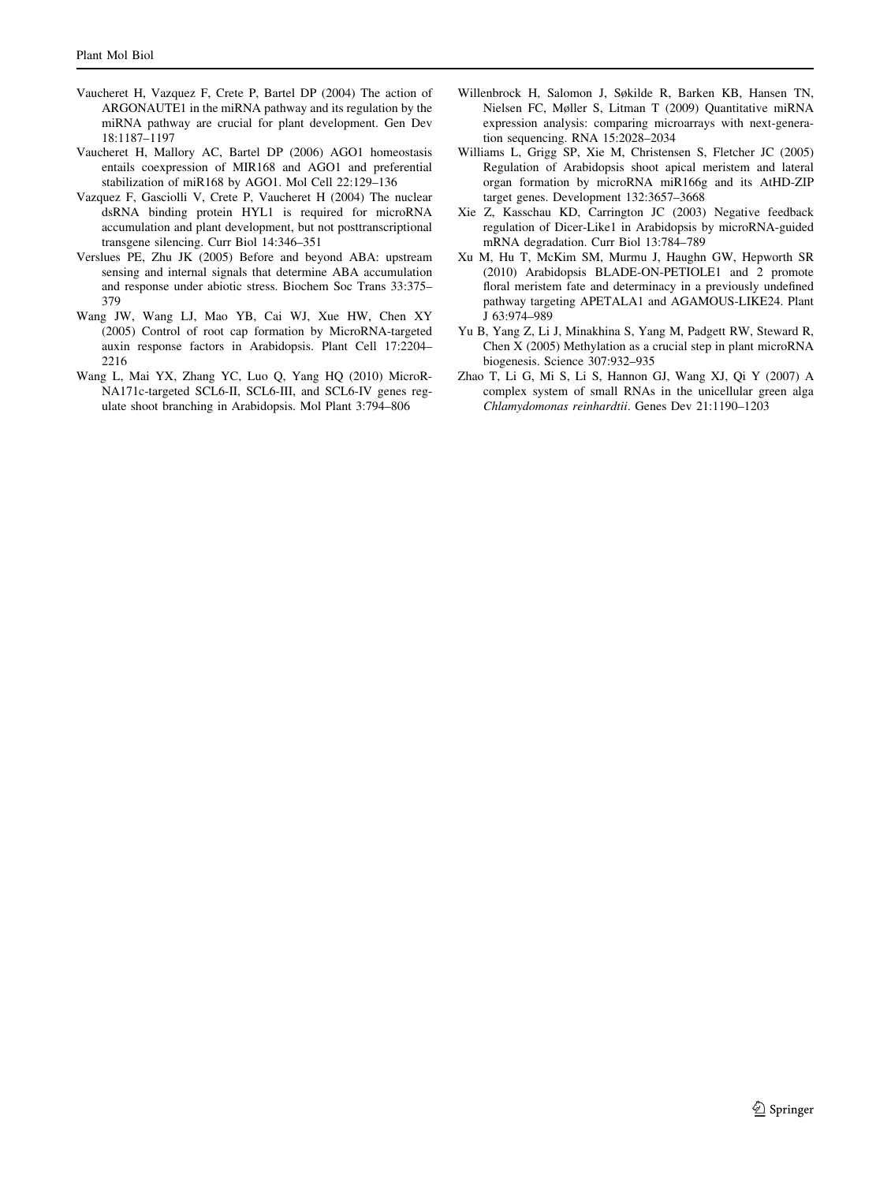Vaucheret H, Vazquez F, Crete P, Bartel DP (2004) The action of ARGONAUTE1 in the miRNA pathway and its regulation by the miRNA pathway are crucial for plant development. Gen Dev 18:1187–1197

Vaucheret H, Mallory AC, Bartel DP (2006) AGO1 homeostasis entails coexpression of MIR168 and AGO1 and preferential stabilization of miR168 by AGO1. Mol Cell 22:129–136

Vazquez F, Gasciolli V, Crete P, Vaucheret H (2004) The nuclear dsRNA binding protein HYL1 is required for microRNA accumulation and plant development, but not posttranscriptional transgene silencing. Curr Biol 14:346–351

Verslues PE, Zhu JK (2005) Before and beyond ABA: upstream sensing and internal signals that determine ABA accumulation and response under abiotic stress. Biochem Soc Trans 33:375–379

Wang JW, Wang LJ, Mao YB, Cai WJ, Xue HW, Chen XY (2005) Control of root cap formation by MicroRNA-targeted auxin response factors in Arabidopsis. Plant Cell 17:2204–2216

Wang L, Mai YX, Zhang YC, Luo Q, Yang HQ (2010) MicroRNA171c-targeted SCL6-II, SCL6-III, and SCL6-IV genes regulate shoot branching in Arabidopsis. Mol Plant 3:794–806

Willenbrock H, Salomon J, Søkilde R, Barken KB, Hansen TN, Nielsen FC, Møller S, Litman T (2009) Quantitative miRNA expression analysis: comparing microarrays with next-generation sequencing. RNA 15:2028–2034

Williams L, Grigg SP, Xie M, Christensen S, Fletcher JC (2005) Regulation of Arabidopsis shoot apical meristem and lateral organ formation by microRNA miR166g and its AtHD-ZIP target genes. Development 132:3657–3668

Xie Z, Kasschau KD, Carrington JC (2003) Negative feedback regulation of Dicer-Like1 in Arabidopsis by microRNA-guided mRNA degradation. Curr Biol 13:784–789

Xu M, Hu T, McKim SM, Murmu J, Haughn GW, Hepworth SR (2010) Arabidopsis BLADE-ON-PETIOLE1 and 2 promote floral meristem fate and determinacy in a previously undefined pathway targeting APETALA1 and AGAMOUS-LIKE24. Plant J 63:974–989

Yu B, Yang Z, Li J, Minakhina S, Yang M, Padgett RW, Steward R, Chen X (2005) Methylation as a crucial step in plant microRNA biogenesis. Science 307:932–935

Zhao T, Li G, Mi S, Li S, Hannon GJ, Wang XJ, Qi Y (2007) A complex system of small RNAs in the unicellular green alga *Chlamydomonas reinhardtii*. Genes Dev 21:1190–1203